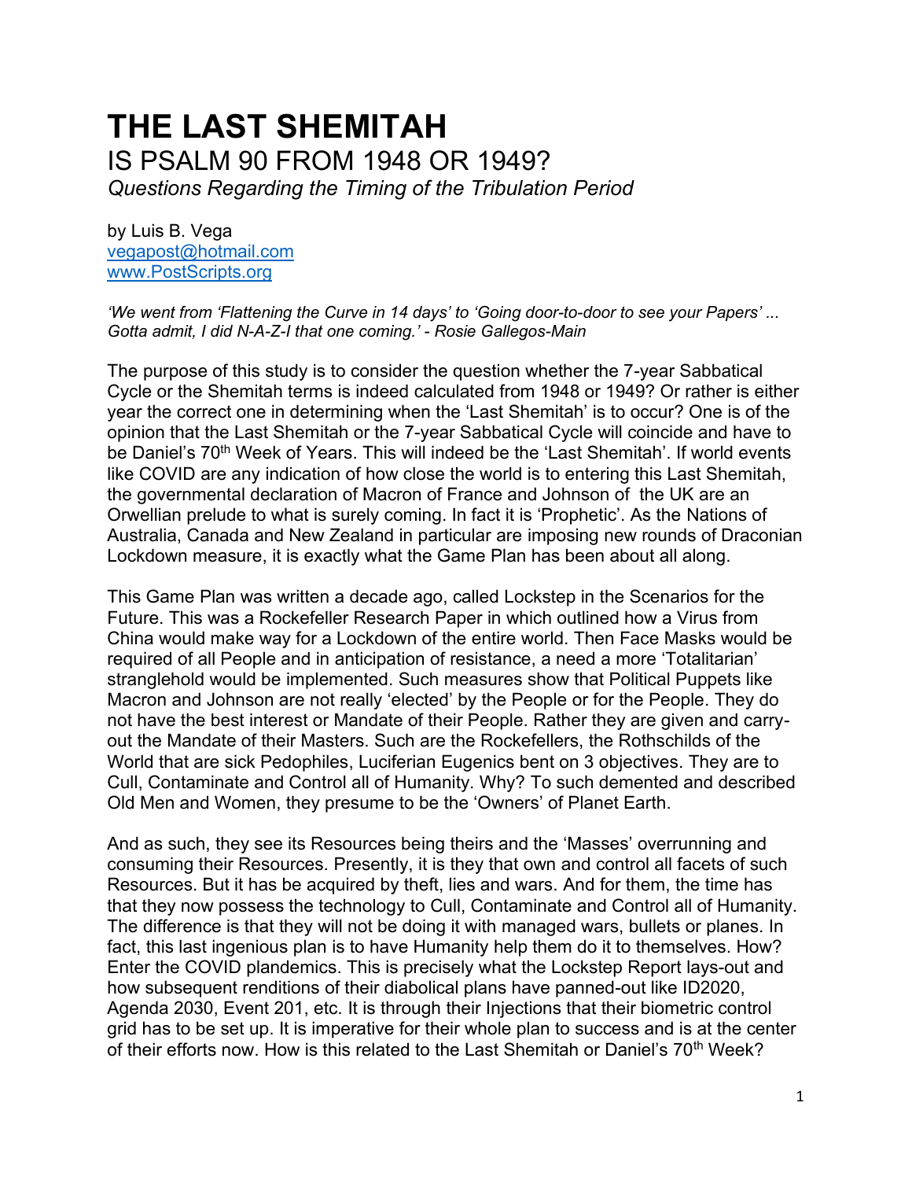# THE LAST SHEMITAH

## IS PSALM 90 FROM 1948 OR 1949?

*Questions Regarding the Timing of the Tribulation Period*

by Luis B. Vega
vegapost@hotmail.com
www.PostScripts.org

*'We went from 'Flattening the Curve in 14 days' to 'Going door-to-door to see your Papers' ... Gotta admit, I did N-A-Z-I that one coming.' - Rosie Gallegos-Main*

The purpose of this study is to consider the question whether the 7-year Sabbatical Cycle or the Shemitah terms is indeed calculated from 1948 or 1949? Or rather is either year the correct one in determining when the 'Last Shemitah' is to occur? One is of the opinion that the Last Shemitah or the 7-year Sabbatical Cycle will coincide and have to be Daniel's 70th Week of Years. This will indeed be the 'Last Shemitah'. If world events like COVID are any indication of how close the world is to entering this Last Shemitah, the governmental declaration of Macron of France and Johnson of the UK are an Orwellian prelude to what is surely coming. In fact it is 'Prophetic'. As the Nations of Australia, Canada and New Zealand in particular are imposing new rounds of Draconian Lockdown measure, it is exactly what the Game Plan has been about all along.

This Game Plan was written a decade ago, called Lockstep in the Scenarios for the Future. This was a Rockefeller Research Paper in which outlined how a Virus from China would make way for a Lockdown of the entire world. Then Face Masks would be required of all People and in anticipation of resistance, a need a more 'Totalitarian' stranglehold would be implemented. Such measures show that Political Puppets like Macron and Johnson are not really 'elected' by the People or for the People. They do not have the best interest or Mandate of their People. Rather they are given and carry-out the Mandate of their Masters. Such are the Rockefellers, the Rothschilds of the World that are sick Pedophiles, Luciferian Eugenics bent on 3 objectives. They are to Cull, Contaminate and Control all of Humanity. Why? To such demented and described Old Men and Women, they presume to be the 'Owners' of Planet Earth.

And as such, they see its Resources being theirs and the 'Masses' overrunning and consuming their Resources. Presently, it is they that own and control all facets of such Resources. But it has be acquired by theft, lies and wars. And for them, the time has that they now possess the technology to Cull, Contaminate and Control all of Humanity. The difference is that they will not be doing it with managed wars, bullets or planes. In fact, this last ingenious plan is to have Humanity help them do it to themselves. How? Enter the COVID plandemics. This is precisely what the Lockstep Report lays-out and how subsequent renditions of their diabolical plans have panned-out like ID2020, Agenda 2030, Event 201, etc. It is through their Injections that their biometric control grid has to be set up. It is imperative for their whole plan to success and is at the center of their efforts now. How is this related to the Last Shemitah or Daniel's 70th Week?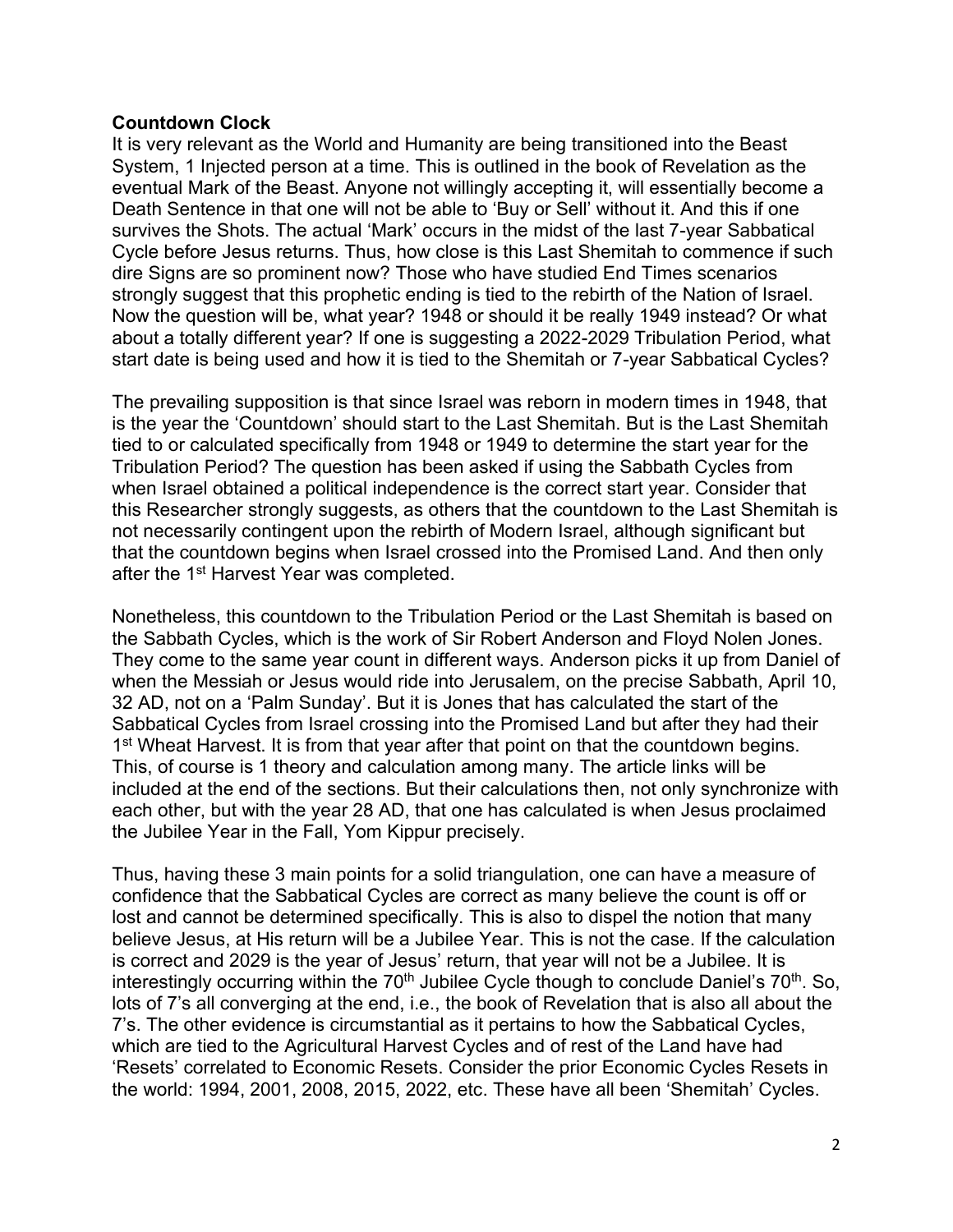**Countdown Clock**

It is very relevant as the World and Humanity are being transitioned into the Beast System, 1 Injected person at a time. This is outlined in the book of Revelation as the eventual Mark of the Beast. Anyone not willingly accepting it, will essentially become a Death Sentence in that one will not be able to 'Buy or Sell' without it. And this if one survives the Shots. The actual 'Mark' occurs in the midst of the last 7-year Sabbatical Cycle before Jesus returns. Thus, how close is this Last Shemitah to commence if such dire Signs are so prominent now? Those who have studied End Times scenarios strongly suggest that this prophetic ending is tied to the rebirth of the Nation of Israel. Now the question will be, what year? 1948 or should it be really 1949 instead? Or what about a totally different year? If one is suggesting a 2022-2029 Tribulation Period, what start date is being used and how it is tied to the Shemitah or 7-year Sabbatical Cycles?

The prevailing supposition is that since Israel was reborn in modern times in 1948, that is the year the 'Countdown' should start to the Last Shemitah. But is the Last Shemitah tied to or calculated specifically from 1948 or 1949 to determine the start year for the Tribulation Period? The question has been asked if using the Sabbath Cycles from when Israel obtained a political independence is the correct start year. Consider that this Researcher strongly suggests, as others that the countdown to the Last Shemitah is not necessarily contingent upon the rebirth of Modern Israel, although significant but that the countdown begins when Israel crossed into the Promised Land. And then only after the 1st Harvest Year was completed.

Nonetheless, this countdown to the Tribulation Period or the Last Shemitah is based on the Sabbath Cycles, which is the work of Sir Robert Anderson and Floyd Nolen Jones. They come to the same year count in different ways. Anderson picks it up from Daniel of when the Messiah or Jesus would ride into Jerusalem, on the precise Sabbath, April 10, 32 AD, not on a 'Palm Sunday'. But it is Jones that has calculated the start of the Sabbatical Cycles from Israel crossing into the Promised Land but after they had their 1st Wheat Harvest. It is from that year after that point on that the countdown begins. This, of course is 1 theory and calculation among many. The article links will be included at the end of the sections. But their calculations then, not only synchronize with each other, but with the year 28 AD, that one has calculated is when Jesus proclaimed the Jubilee Year in the Fall, Yom Kippur precisely.

Thus, having these 3 main points for a solid triangulation, one can have a measure of confidence that the Sabbatical Cycles are correct as many believe the count is off or lost and cannot be determined specifically. This is also to dispel the notion that many believe Jesus, at His return will be a Jubilee Year. This is not the case. If the calculation is correct and 2029 is the year of Jesus' return, that year will not be a Jubilee. It is interestingly occurring within the 70th Jubilee Cycle though to conclude Daniel's 70th. So, lots of 7's all converging at the end, i.e., the book of Revelation that is also all about the 7's. The other evidence is circumstantial as it pertains to how the Sabbatical Cycles, which are tied to the Agricultural Harvest Cycles and of rest of the Land have had 'Resets' correlated to Economic Resets. Consider the prior Economic Cycles Resets in the world: 1994, 2001, 2008, 2015, 2022, etc. These have all been 'Shemitah' Cycles.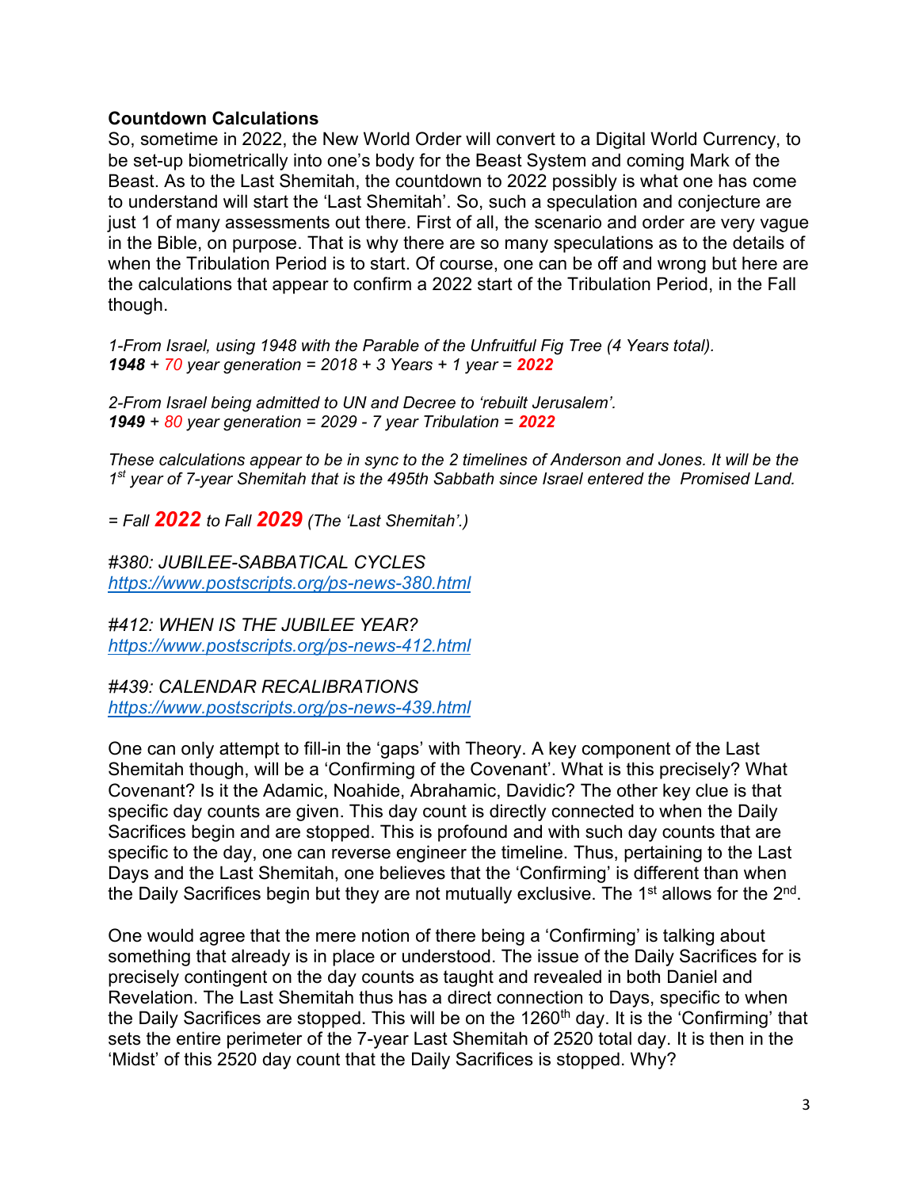**Countdown Calculations**

So, sometime in 2022, the New World Order will convert to a Digital World Currency, to be set-up biometrically into one's body for the Beast System and coming Mark of the Beast. As to the Last Shemitah, the countdown to 2022 possibly is what one has come to understand will start the 'Last Shemitah'. So, such a speculation and conjecture are just 1 of many assessments out there. First of all, the scenario and order are very vague in the Bible, on purpose. That is why there are so many speculations as to the details of when the Tribulation Period is to start. Of course, one can be off and wrong but here are the calculations that appear to confirm a 2022 start of the Tribulation Period, in the Fall though.

*1-From Israel, using 1948 with the Parable of the Unfruitful Fig Tree (4 Years total).*
***1948** + 70 year generation = 2018 + 3 Years + 1 year = **2022***

*2-From Israel being admitted to UN and Decree to 'rebuilt Jerusalem'.*
***1949** + 80 year generation = 2029 - 7 year Tribulation = **2022***

*These calculations appear to be in sync to the 2 timelines of Anderson and Jones. It will be the 1st year of 7-year Shemitah that is the 495th Sabbath since Israel entered the Promised Land.*

*= Fall **2022** to Fall **2029** (The 'Last Shemitah'.)*

*#380: JUBILEE-SABBATICAL CYCLES*
*https://www.postscripts.org/ps-news-380.html*

*#412: WHEN IS THE JUBILEE YEAR?*
*https://www.postscripts.org/ps-news-412.html*

*#439: CALENDAR RECALIBRATIONS*
*https://www.postscripts.org/ps-news-439.html*

One can only attempt to fill-in the 'gaps' with Theory. A key component of the Last Shemitah though, will be a 'Confirming of the Covenant'. What is this precisely? What Covenant? Is it the Adamic, Noahide, Abrahamic, Davidic? The other key clue is that specific day counts are given. This day count is directly connected to when the Daily Sacrifices begin and are stopped. This is profound and with such day counts that are specific to the day, one can reverse engineer the timeline. Thus, pertaining to the Last Days and the Last Shemitah, one believes that the 'Confirming' is different than when the Daily Sacrifices begin but they are not mutually exclusive. The 1st allows for the 2nd.

One would agree that the mere notion of there being a 'Confirming' is talking about something that already is in place or understood. The issue of the Daily Sacrifices for is precisely contingent on the day counts as taught and revealed in both Daniel and Revelation. The Last Shemitah thus has a direct connection to Days, specific to when the Daily Sacrifices are stopped. This will be on the 1260th day. It is the 'Confirming' that sets the entire perimeter of the 7-year Last Shemitah of 2520 total day. It is then in the 'Midst' of this 2520 day count that the Daily Sacrifices is stopped. Why?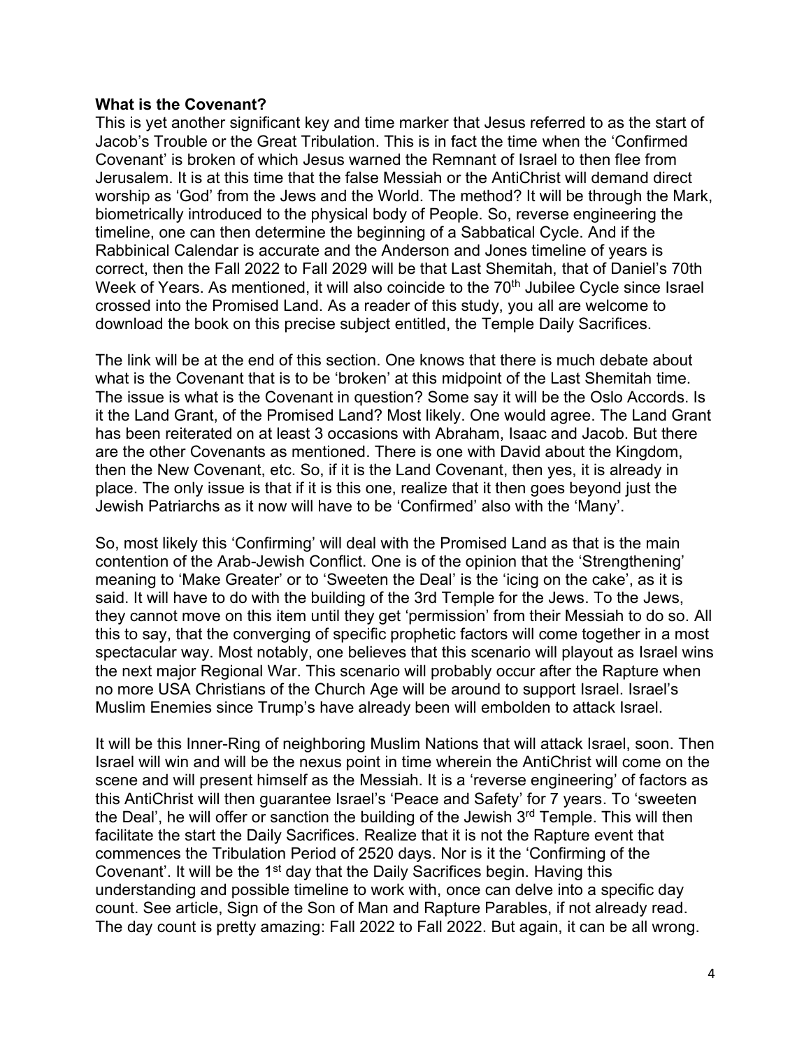**What is the Covenant?**

This is yet another significant key and time marker that Jesus referred to as the start of Jacob's Trouble or the Great Tribulation. This is in fact the time when the 'Confirmed Covenant' is broken of which Jesus warned the Remnant of Israel to then flee from Jerusalem. It is at this time that the false Messiah or the AntiChrist will demand direct worship as 'God' from the Jews and the World. The method? It will be through the Mark, biometrically introduced to the physical body of People. So, reverse engineering the timeline, one can then determine the beginning of a Sabbatical Cycle. And if the Rabbinical Calendar is accurate and the Anderson and Jones timeline of years is correct, then the Fall 2022 to Fall 2029 will be that Last Shemitah, that of Daniel's 70th Week of Years. As mentioned, it will also coincide to the 70th Jubilee Cycle since Israel crossed into the Promised Land. As a reader of this study, you all are welcome to download the book on this precise subject entitled, the Temple Daily Sacrifices.

The link will be at the end of this section. One knows that there is much debate about what is the Covenant that is to be 'broken' at this midpoint of the Last Shemitah time. The issue is what is the Covenant in question? Some say it will be the Oslo Accords. Is it the Land Grant, of the Promised Land? Most likely. One would agree. The Land Grant has been reiterated on at least 3 occasions with Abraham, Isaac and Jacob. But there are the other Covenants as mentioned. There is one with David about the Kingdom, then the New Covenant, etc. So, if it is the Land Covenant, then yes, it is already in place. The only issue is that if it is this one, realize that it then goes beyond just the Jewish Patriarchs as it now will have to be 'Confirmed' also with the 'Many'.

So, most likely this 'Confirming' will deal with the Promised Land as that is the main contention of the Arab-Jewish Conflict. One is of the opinion that the 'Strengthening' meaning to 'Make Greater' or to 'Sweeten the Deal' is the 'icing on the cake', as it is said. It will have to do with the building of the 3rd Temple for the Jews. To the Jews, they cannot move on this item until they get 'permission' from their Messiah to do so. All this to say, that the converging of specific prophetic factors will come together in a most spectacular way. Most notably, one believes that this scenario will playout as Israel wins the next major Regional War. This scenario will probably occur after the Rapture when no more USA Christians of the Church Age will be around to support Israel. Israel's Muslim Enemies since Trump's have already been will embolden to attack Israel.

It will be this Inner-Ring of neighboring Muslim Nations that will attack Israel, soon. Then Israel will win and will be the nexus point in time wherein the AntiChrist will come on the scene and will present himself as the Messiah. It is a 'reverse engineering' of factors as this AntiChrist will then guarantee Israel's 'Peace and Safety' for 7 years. To 'sweeten the Deal', he will offer or sanction the building of the Jewish 3rd Temple. This will then facilitate the start the Daily Sacrifices. Realize that it is not the Rapture event that commences the Tribulation Period of 2520 days. Nor is it the 'Confirming of the Covenant'. It will be the 1st day that the Daily Sacrifices begin. Having this understanding and possible timeline to work with, once can delve into a specific day count. See article, Sign of the Son of Man and Rapture Parables, if not already read. The day count is pretty amazing: Fall 2022 to Fall 2022. But again, it can be all wrong.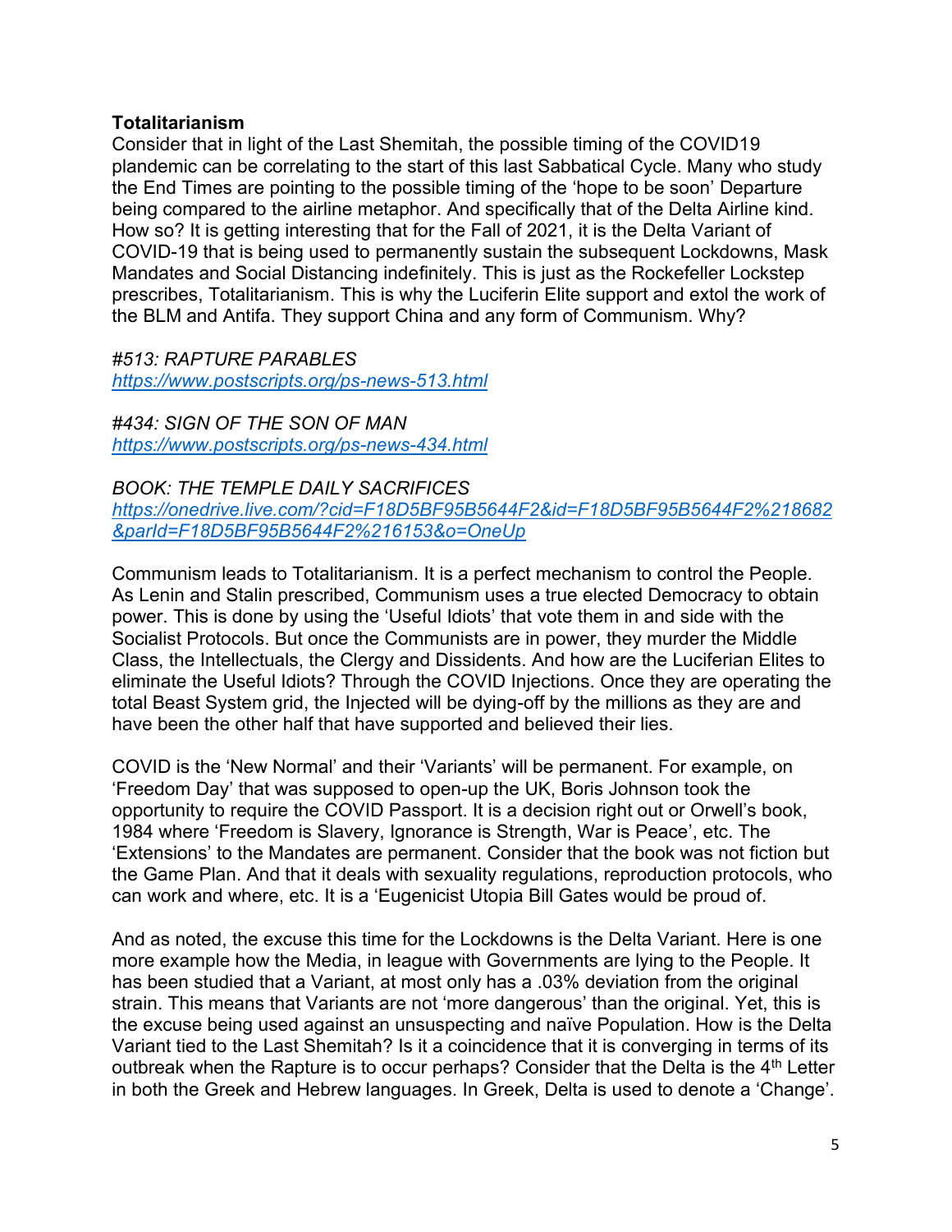**Totalitarianism**

Consider that in light of the Last Shemitah, the possible timing of the COVID19 plandemic can be correlating to the start of this last Sabbatical Cycle. Many who study the End Times are pointing to the possible timing of the 'hope to be soon' Departure being compared to the airline metaphor. And specifically that of the Delta Airline kind. How so? It is getting interesting that for the Fall of 2021, it is the Delta Variant of COVID-19 that is being used to permanently sustain the subsequent Lockdowns, Mask Mandates and Social Distancing indefinitely. This is just as the Rockefeller Lockstep prescribes, Totalitarianism. This is why the Luciferin Elite support and extol the work of the BLM and Antifa. They support China and any form of Communism. Why?

*#513: RAPTURE PARABLES*
*https://www.postscripts.org/ps-news-513.html*

*#434: SIGN OF THE SON OF MAN*
*https://www.postscripts.org/ps-news-434.html*

*BOOK: THE TEMPLE DAILY SACRIFICES*
*https://onedrive.live.com/?cid=F18D5BF95B5644F2&id=F18D5BF95B5644F2%218682&parId=F18D5BF95B5644F2%216153&o=OneUp*

Communism leads to Totalitarianism. It is a perfect mechanism to control the People. As Lenin and Stalin prescribed, Communism uses a true elected Democracy to obtain power. This is done by using the 'Useful Idiots' that vote them in and side with the Socialist Protocols. But once the Communists are in power, they murder the Middle Class, the Intellectuals, the Clergy and Dissidents. And how are the Luciferian Elites to eliminate the Useful Idiots? Through the COVID Injections. Once they are operating the total Beast System grid, the Injected will be dying-off by the millions as they are and have been the other half that have supported and believed their lies.

COVID is the 'New Normal' and their 'Variants' will be permanent. For example, on 'Freedom Day' that was supposed to open-up the UK, Boris Johnson took the opportunity to require the COVID Passport. It is a decision right out or Orwell's book, 1984 where 'Freedom is Slavery, Ignorance is Strength, War is Peace', etc. The 'Extensions' to the Mandates are permanent. Consider that the book was not fiction but the Game Plan. And that it deals with sexuality regulations, reproduction protocols, who can work and where, etc. It is a 'Eugenicist Utopia Bill Gates would be proud of.

And as noted, the excuse this time for the Lockdowns is the Delta Variant. Here is one more example how the Media, in league with Governments are lying to the People. It has been studied that a Variant, at most only has a .03% deviation from the original strain. This means that Variants are not 'more dangerous' than the original. Yet, this is the excuse being used against an unsuspecting and naïve Population. How is the Delta Variant tied to the Last Shemitah? Is it a coincidence that it is converging in terms of its outbreak when the Rapture is to occur perhaps? Consider that the Delta is the 4th Letter in both the Greek and Hebrew languages. In Greek, Delta is used to denote a 'Change'.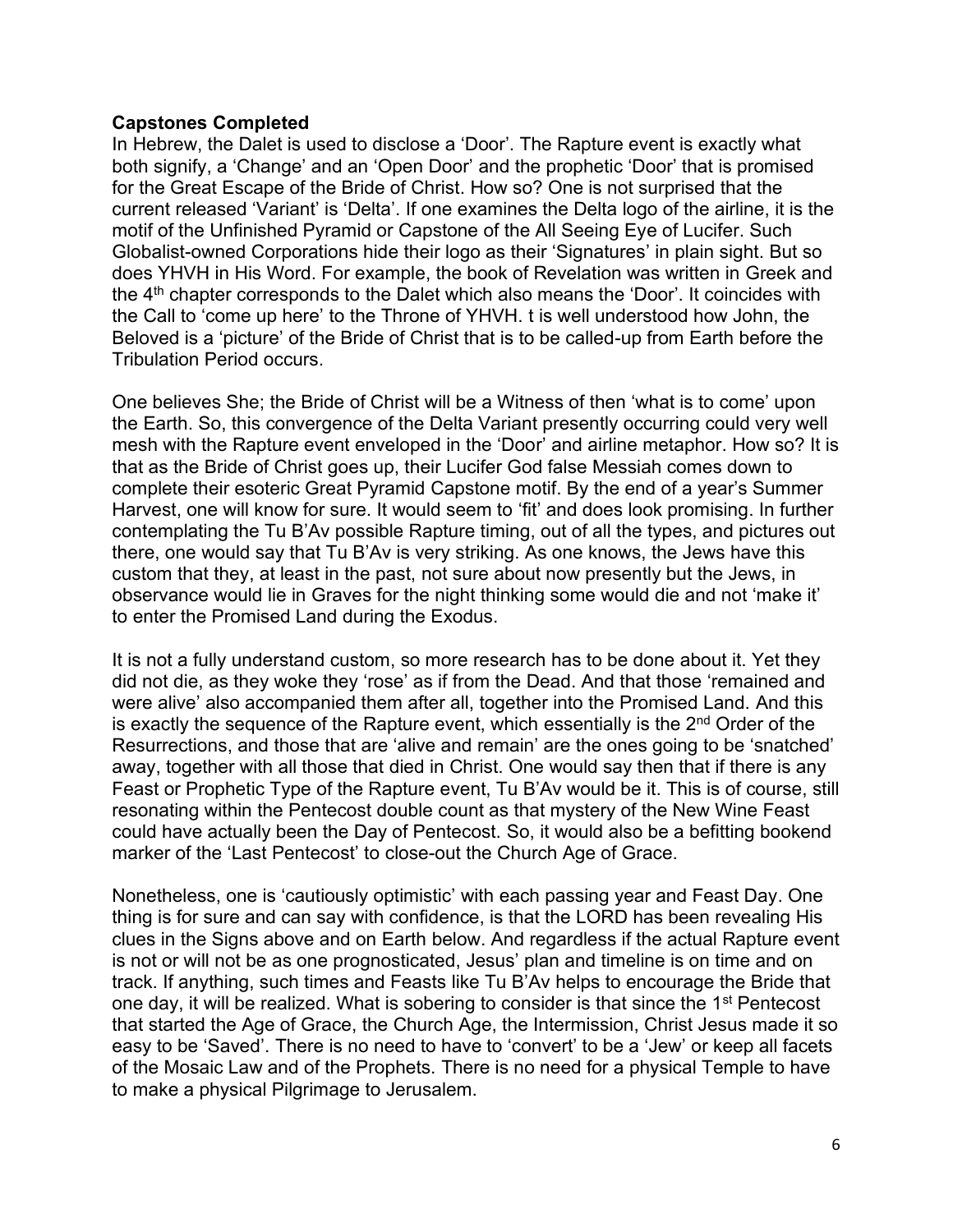**Capstones Completed**

In Hebrew, the Dalet is used to disclose a 'Door'. The Rapture event is exactly what both signify, a 'Change' and an 'Open Door' and the prophetic 'Door' that is promised for the Great Escape of the Bride of Christ. How so? One is not surprised that the current released 'Variant' is 'Delta'. If one examines the Delta logo of the airline, it is the motif of the Unfinished Pyramid or Capstone of the All Seeing Eye of Lucifer. Such Globalist-owned Corporations hide their logo as their 'Signatures' in plain sight. But so does YHVH in His Word. For example, the book of Revelation was written in Greek and the 4th chapter corresponds to the Dalet which also means the 'Door'. It coincides with the Call to 'come up here' to the Throne of YHVH. t is well understood how John, the Beloved is a 'picture' of the Bride of Christ that is to be called-up from Earth before the Tribulation Period occurs.

One believes She; the Bride of Christ will be a Witness of then 'what is to come' upon the Earth. So, this convergence of the Delta Variant presently occurring could very well mesh with the Rapture event enveloped in the 'Door' and airline metaphor. How so? It is that as the Bride of Christ goes up, their Lucifer God false Messiah comes down to complete their esoteric Great Pyramid Capstone motif. By the end of a year's Summer Harvest, one will know for sure. It would seem to 'fit' and does look promising. In further contemplating the Tu B'Av possible Rapture timing, out of all the types, and pictures out there, one would say that Tu B'Av is very striking. As one knows, the Jews have this custom that they, at least in the past, not sure about now presently but the Jews, in observance would lie in Graves for the night thinking some would die and not 'make it' to enter the Promised Land during the Exodus.

It is not a fully understand custom, so more research has to be done about it. Yet they did not die, as they woke they 'rose' as if from the Dead. And that those 'remained and were alive' also accompanied them after all, together into the Promised Land. And this is exactly the sequence of the Rapture event, which essentially is the 2nd Order of the Resurrections, and those that are 'alive and remain' are the ones going to be 'snatched' away, together with all those that died in Christ. One would say then that if there is any Feast or Prophetic Type of the Rapture event, Tu B'Av would be it. This is of course, still resonating within the Pentecost double count as that mystery of the New Wine Feast could have actually been the Day of Pentecost. So, it would also be a befitting bookend marker of the 'Last Pentecost' to close-out the Church Age of Grace.

Nonetheless, one is 'cautiously optimistic' with each passing year and Feast Day. One thing is for sure and can say with confidence, is that the LORD has been revealing His clues in the Signs above and on Earth below. And regardless if the actual Rapture event is not or will not be as one prognosticated, Jesus' plan and timeline is on time and on track. If anything, such times and Feasts like Tu B'Av helps to encourage the Bride that one day, it will be realized. What is sobering to consider is that since the 1st Pentecost that started the Age of Grace, the Church Age, the Intermission, Christ Jesus made it so easy to be 'Saved'. There is no need to have to 'convert' to be a 'Jew' or keep all facets of the Mosaic Law and of the Prophets. There is no need for a physical Temple to have to make a physical Pilgrimage to Jerusalem.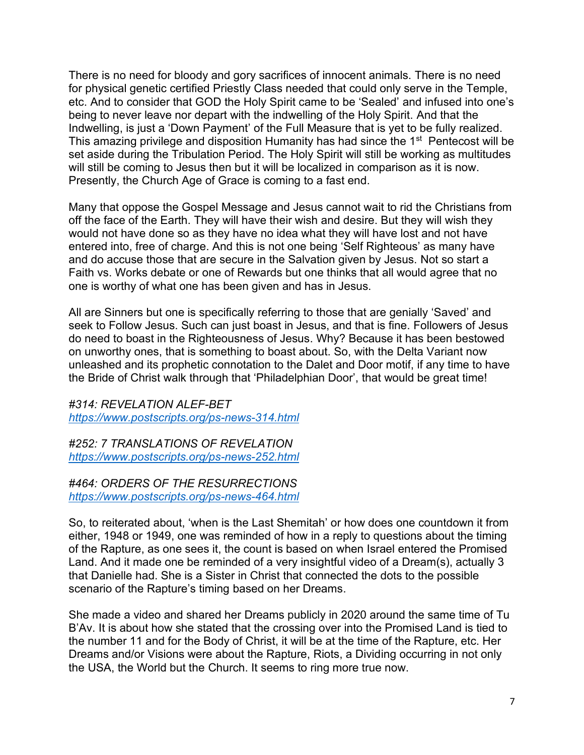There is no need for bloody and gory sacrifices of innocent animals. There is no need for physical genetic certified Priestly Class needed that could only serve in the Temple, etc. And to consider that GOD the Holy Spirit came to be 'Sealed' and infused into one's being to never leave nor depart with the indwelling of the Holy Spirit. And that the Indwelling, is just a 'Down Payment' of the Full Measure that is yet to be fully realized. This amazing privilege and disposition Humanity has had since the 1st Pentecost will be set aside during the Tribulation Period. The Holy Spirit will still be working as multitudes will still be coming to Jesus then but it will be localized in comparison as it is now. Presently, the Church Age of Grace is coming to a fast end.

Many that oppose the Gospel Message and Jesus cannot wait to rid the Christians from off the face of the Earth. They will have their wish and desire. But they will wish they would not have done so as they have no idea what they will have lost and not have entered into, free of charge. And this is not one being 'Self Righteous' as many have and do accuse those that are secure in the Salvation given by Jesus. Not so start a Faith vs. Works debate or one of Rewards but one thinks that all would agree that no one is worthy of what one has been given and has in Jesus.

All are Sinners but one is specifically referring to those that are genially 'Saved' and seek to Follow Jesus. Such can just boast in Jesus, and that is fine. Followers of Jesus do need to boast in the Righteousness of Jesus. Why? Because it has been bestowed on unworthy ones, that is something to boast about. So, with the Delta Variant now unleashed and its prophetic connotation to the Dalet and Door motif, if any time to have the Bride of Christ walk through that 'Philadelphian Door', that would be great time!

*#314: REVELATION ALEF-BET*
*https://www.postscripts.org/ps-news-314.html*

*#252: 7 TRANSLATIONS OF REVELATION*
*https://www.postscripts.org/ps-news-252.html*

*#464: ORDERS OF THE RESURRECTIONS*
*https://www.postscripts.org/ps-news-464.html*

So, to reiterated about, 'when is the Last Shemitah' or how does one countdown it from either, 1948 or 1949, one was reminded of how in a reply to questions about the timing of the Rapture, as one sees it, the count is based on when Israel entered the Promised Land. And it made one be reminded of a very insightful video of a Dream(s), actually 3 that Danielle had. She is a Sister in Christ that connected the dots to the possible scenario of the Rapture's timing based on her Dreams.

She made a video and shared her Dreams publicly in 2020 around the same time of Tu B'Av. It is about how she stated that the crossing over into the Promised Land is tied to the number 11 and for the Body of Christ, it will be at the time of the Rapture, etc. Her Dreams and/or Visions were about the Rapture, Riots, a Dividing occurring in not only the USA, the World but the Church. It seems to ring more true now.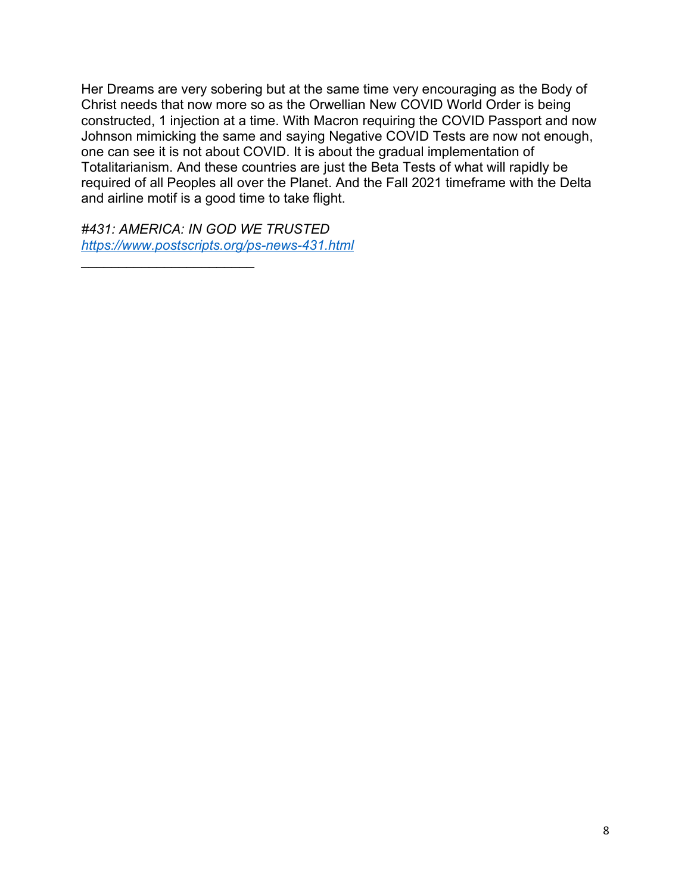Her Dreams are very sobering but at the same time very encouraging as the Body of Christ needs that now more so as the Orwellian New COVID World Order is being constructed, 1 injection at a time. With Macron requiring the COVID Passport and now Johnson mimicking the same and saying Negative COVID Tests are now not enough, one can see it is not about COVID. It is about the gradual implementation of Totalitarianism. And these countries are just the Beta Tests of what will rapidly be required of all Peoples all over the Planet. And the Fall 2021 timeframe with the Delta and airline motif is a good time to take flight.

*#431: AMERICA: IN GOD WE TRUSTED*
*https://www.postscripts.org/ps-news-431.html*

______________________